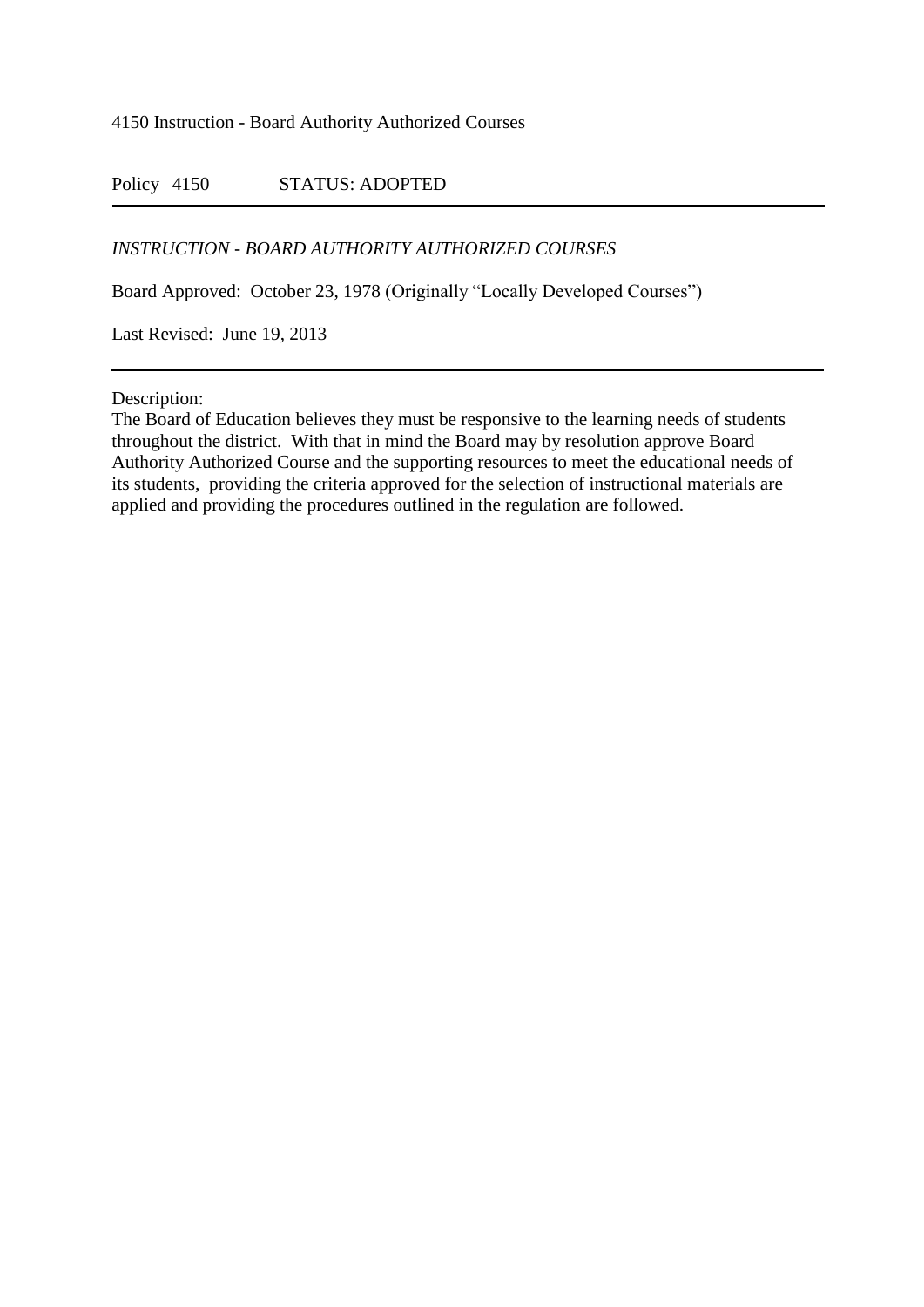# 4150 Instruction - Board Authority Authorized Courses

Policy 4150 STATUS: ADOPTED

---

*INSTRUCTION - BOARD AUTHORITY AUTHORIZED COURSES*

Board Approved: October 23, 1978 (Originally "Locally Developed Courses")

Last Revised: June 19, 2013

---

Description:
The Board of Education believes they must be responsive to the learning needs of students throughout the district. With that in mind the Board may by resolution approve Board Authority Authorized Course and the supporting resources to meet the educational needs of its students, providing the criteria approved for the selection of instructional materials are applied and providing the procedures outlined in the regulation are followed.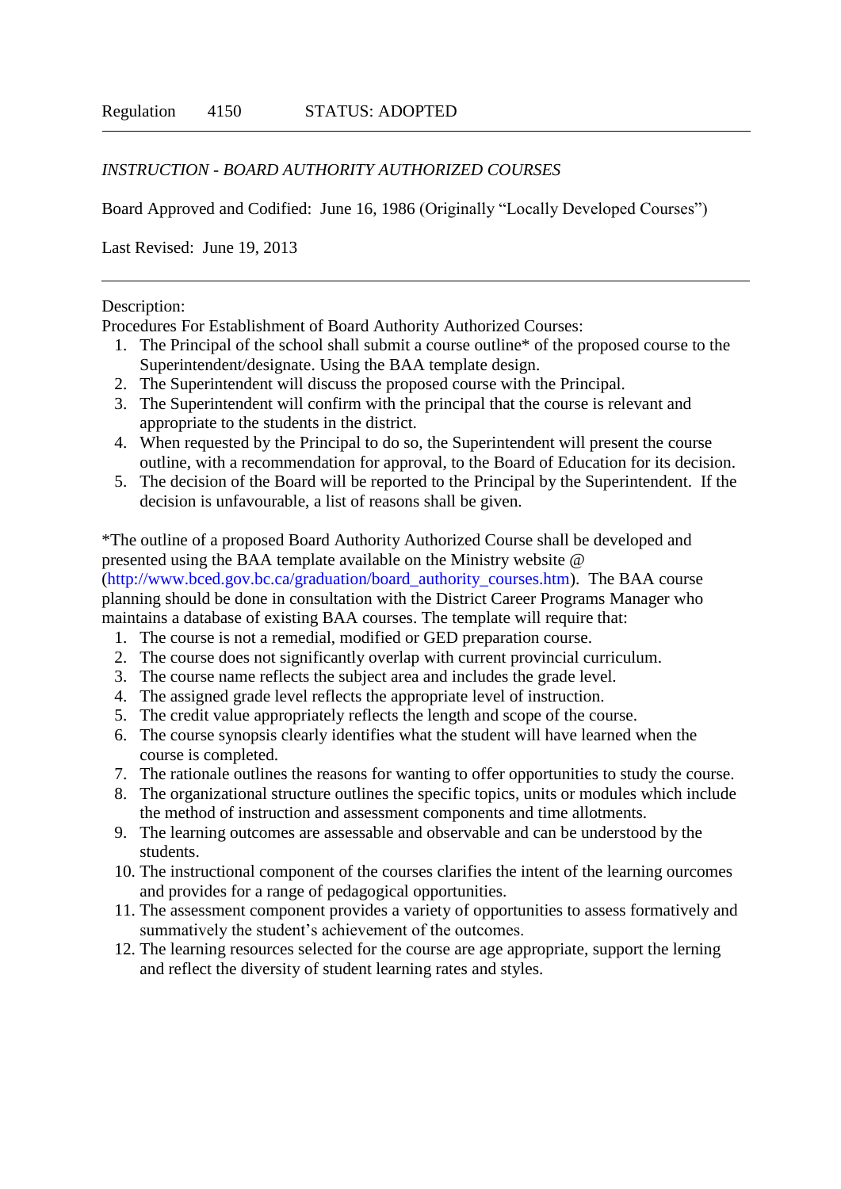Regulation 4150 STATUS: ADOPTED

---

*INSTRUCTION - BOARD AUTHORITY AUTHORIZED COURSES*

Board Approved and Codified: June 16, 1986 (Originally "Locally Developed Courses")

Last Revised: June 19, 2013

---

Description:
Procedures For Establishment of Board Authority Authorized Courses:

1. The Principal of the school shall submit a course outline* of the proposed course to the Superintendent/designate. Using the BAA template design.
2. The Superintendent will discuss the proposed course with the Principal.
3. The Superintendent will confirm with the principal that the course is relevant and appropriate to the students in the district.
4. When requested by the Principal to do so, the Superintendent will present the course outline, with a recommendation for approval, to the Board of Education for its decision.
5. The decision of the Board will be reported to the Principal by the Superintendent. If the decision is unfavourable, a list of reasons shall be given.

*The outline of a proposed Board Authority Authorized Course shall be developed and presented using the BAA template available on the Ministry website @ (http://www.bced.gov.bc.ca/graduation/board_authority_courses.htm). The BAA course planning should be done in consultation with the District Career Programs Manager who maintains a database of existing BAA courses. The template will require that:

1. The course is not a remedial, modified or GED preparation course.
2. The course does not significantly overlap with current provincial curriculum.
3. The course name reflects the subject area and includes the grade level.
4. The assigned grade level reflects the appropriate level of instruction.
5. The credit value appropriately reflects the length and scope of the course.
6. The course synopsis clearly identifies what the student will have learned when the course is completed.
7. The rationale outlines the reasons for wanting to offer opportunities to study the course.
8. The organizational structure outlines the specific topics, units or modules which include the method of instruction and assessment components and time allotments.
9. The learning outcomes are assessable and observable and can be understood by the students.
10. The instructional component of the courses clarifies the intent of the learning outcomes and provides for a range of pedagogical opportunities.
11. The assessment component provides a variety of opportunities to assess formatively and summatively the student's achievement of the outcomes.
12. The learning resources selected for the course are age appropriate, support the lerning and reflect the diversity of student learning rates and styles.